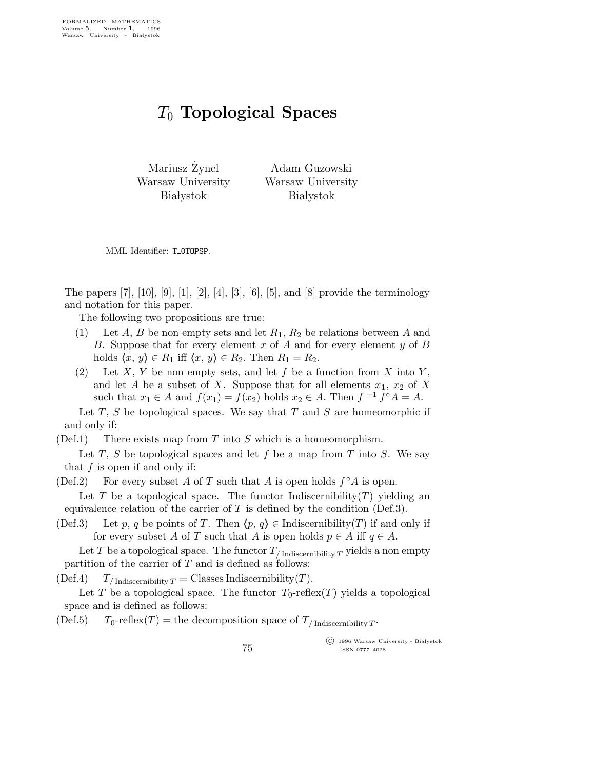# $T_0$ Topological Spaces

Mariusz Żynel
Warsaw University
Białystok

Adam Guzowski
Warsaw University
Białystok

MML Identifier: T_0TOPSP.

The papers [7], [10], [9], [1], [2], [4], [3], [6], [5], and [8] provide the terminology and notation for this paper.

The following two propositions are true:

(1) Let $A$, $B$ be non empty sets and let $R_1$, $R_2$ be relations between $A$ and $B$. Suppose that for every element $x$ of $A$ and for every element $y$ of $B$ holds $\langle x, y\rangle \in R_1$ iff $\langle x, y\rangle \in R_2$. Then $R_1 = R_2$.

(2) Let $X$, $Y$ be non empty sets, and let $f$ be a function from $X$ into $Y$, and let $A$ be a subset of $X$. Suppose that for all elements $x_1$, $x_2$ of $X$ such that $x_1 \in A$ and $f(x_1) = f(x_2)$ holds $x_2 \in A$. Then $f^{-1} f^{\circ} A = A$.

Let $T$, $S$ be topological spaces. We say that $T$ and $S$ are homeomorphic if and only if:

(Def.1) There exists map from $T$ into $S$ which is a homeomorphism.

Let $T$, $S$ be topological spaces and let $f$ be a map from $T$ into $S$. We say that $f$ is open if and only if:

(Def.2) For every subset $A$ of $T$ such that $A$ is open holds $f^{\circ}A$ is open.

Let $T$ be a topological space. The functor Indiscernibility($T$) yielding an equivalence relation of the carrier of $T$ is defined by the condition (Def.3).

(Def.3) Let $p$, $q$ be points of $T$. Then $\langle p, q\rangle \in$ Indiscernibility($T$) if and only if for every subset $A$ of $T$ such that $A$ is open holds $p \in A$ iff $q \in A$.

Let $T$ be a topological space. The functor $T_{/\,\mathrm{Indiscernibility}\,T}$ yields a non empty partition of the carrier of $T$ and is defined as follows:

(Def.4) $T_{/\,\mathrm{Indiscernibility}\,T} =$ Classes Indiscernibility($T$).

Let $T$ be a topological space. The functor $T_0$-reflex($T$) yields a topological space and is defined as follows:

(Def.5) $T_0$-reflex($T$) = the decomposition space of $T_{/\,\mathrm{Indiscernibility}\,T}$.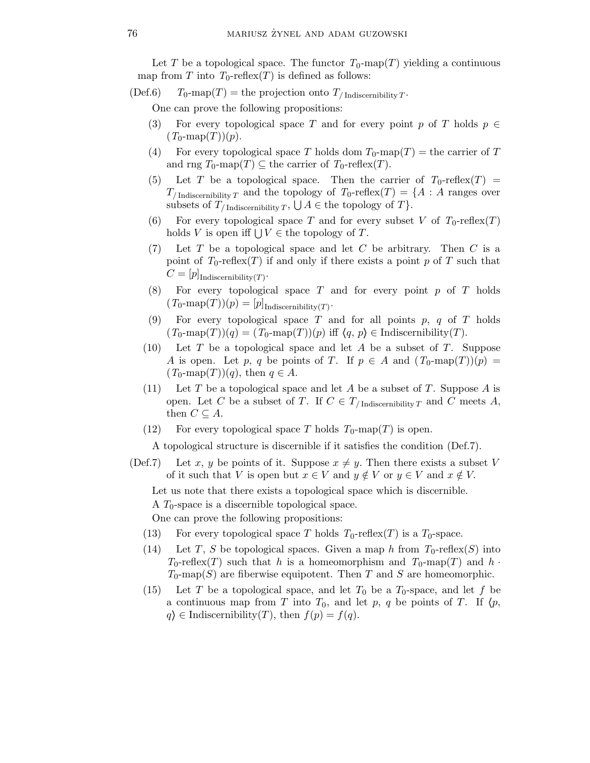Let $T$ be a topological space. The functor $T_0$-map$(T)$ yielding a continuous map from $T$ into $T_0$-reflex$(T)$ is defined as follows:

(Def.6) $T_0$-map$(T) =$ the projection onto $T_{/\,\mathrm{Indiscernibility}\,T}$.

One can prove the following propositions:

(3) For every topological space $T$ and for every point $p$ of $T$ holds $p \in (T_0\text{-map}(T))(p)$.

(4) For every topological space $T$ holds dom $T_0$-map$(T) =$ the carrier of $T$ and rng $T_0$-map$(T) \subseteq$ the carrier of $T_0$-reflex$(T)$.

(5) Let $T$ be a topological space. Then the carrier of $T_0$-reflex$(T) = T_{/\,\mathrm{Indiscernibility}\,T}$ and the topology of $T_0$-reflex$(T) = \{A : A$ ranges over subsets of $T_{/\,\mathrm{Indiscernibility}\,T}$, $\bigcup A \in$ the topology of $T\}$.

(6) For every topological space $T$ and for every subset $V$ of $T_0$-reflex$(T)$ holds $V$ is open iff $\bigcup V \in$ the topology of $T$.

(7) Let $T$ be a topological space and let $C$ be arbitrary. Then $C$ is a point of $T_0$-reflex$(T)$ if and only if there exists a point $p$ of $T$ such that $C = [p]_{\mathrm{Indiscernibility}(T)}$.

(8) For every topological space $T$ and for every point $p$ of $T$ holds $(T_0\text{-map}(T))(p) = [p]_{\mathrm{Indiscernibility}(T)}$.

(9) For every topological space $T$ and for all points $p$, $q$ of $T$ holds $(T_0\text{-map}(T))(q) = (T_0\text{-map}(T))(p)$ iff $\langle q, p\rangle \in \mathrm{Indiscernibility}(T)$.

(10) Let $T$ be a topological space and let $A$ be a subset of $T$. Suppose $A$ is open. Let $p$, $q$ be points of $T$. If $p \in A$ and $(T_0\text{-map}(T))(p) = (T_0\text{-map}(T))(q)$, then $q \in A$.

(11) Let $T$ be a topological space and let $A$ be a subset of $T$. Suppose $A$ is open. Let $C$ be a subset of $T$. If $C \in T_{/\,\mathrm{Indiscernibility}\,T}$ and $C$ meets $A$, then $C \subseteq A$.

(12) For every topological space $T$ holds $T_0$-map$(T)$ is open.

A topological structure is discernible if it satisfies the condition (Def.7).

(Def.7) Let $x$, $y$ be points of it. Suppose $x \neq y$. Then there exists a subset $V$ of it such that $V$ is open but $x \in V$ and $y \notin V$ or $y \in V$ and $x \notin V$.

Let us note that there exists a topological space which is discernible.

A $T_0$-space is a discernible topological space.

One can prove the following propositions:

(13) For every topological space $T$ holds $T_0$-reflex$(T)$ is a $T_0$-space.

(14) Let $T$, $S$ be topological spaces. Given a map $h$ from $T_0$-reflex$(S)$ into $T_0$-reflex$(T)$ such that $h$ is a homeomorphism and $T_0$-map$(T)$ and $h \cdot T_0$-map$(S)$ are fiberwise equipotent. Then $T$ and $S$ are homeomorphic.

(15) Let $T$ be a topological space, and let $T_0$ be a $T_0$-space, and let $f$ be a continuous map from $T$ into $T_0$, and let $p$, $q$ be points of $T$. If $\langle p, q\rangle \in \mathrm{Indiscernibility}(T)$, then $f(p) = f(q)$.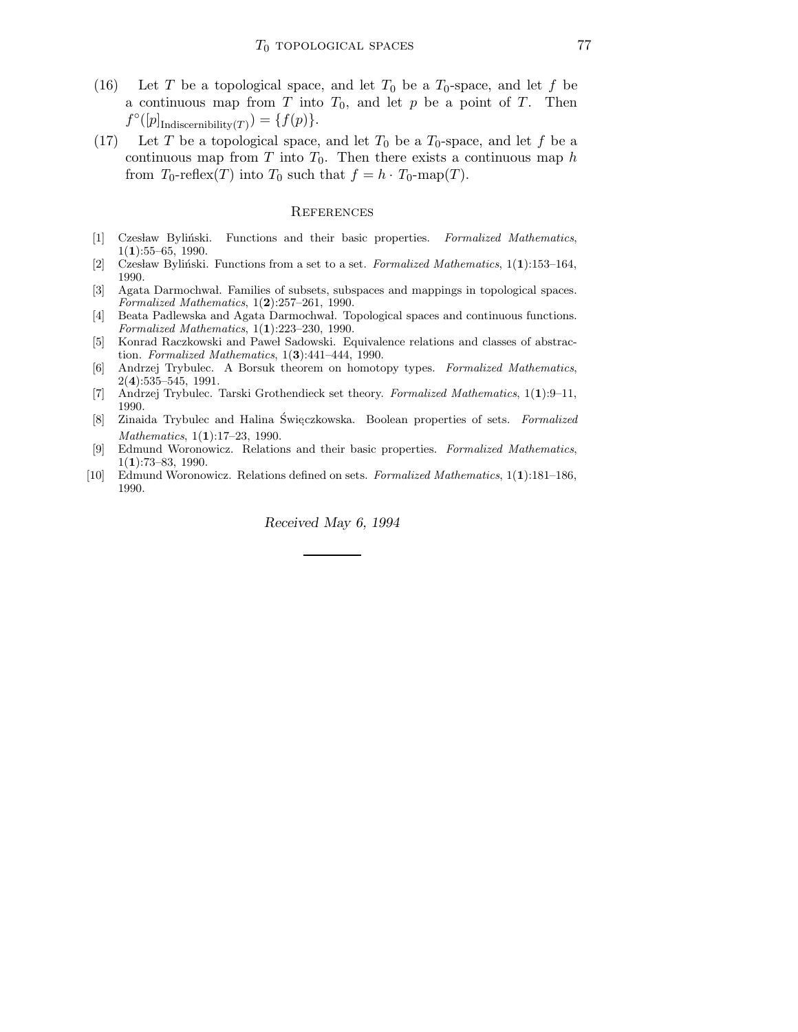(16) Let $T$ be a topological space, and let $T_0$ be a $T_0$-space, and let $f$ be a continuous map from $T$ into $T_0$, and let $p$ be a point of $T$. Then $f^{\circ}([p]_{\text{Indiscernibility}(T)}) = \{f(p)\}$.

(17) Let $T$ be a topological space, and let $T_0$ be a $T_0$-space, and let $f$ be a continuous map from $T$ into $T_0$. Then there exists a continuous map $h$ from $T_0$-reflex$(T)$ into $T_0$ such that $f = h \cdot T_0$-map$(T)$.

## References

[1] Czesław Byliński. Functions and their basic properties. *Formalized Mathematics*, 1(**1**):55–65, 1990.

[2] Czesław Byliński. Functions from a set to a set. *Formalized Mathematics*, 1(**1**):153–164, 1990.

[3] Agata Darmochwał. Families of subsets, subspaces and mappings in topological spaces. *Formalized Mathematics*, 1(**2**):257–261, 1990.

[4] Beata Padlewska and Agata Darmochwał. Topological spaces and continuous functions. *Formalized Mathematics*, 1(**1**):223–230, 1990.

[5] Konrad Raczkowski and Paweł Sadowski. Equivalence relations and classes of abstraction. *Formalized Mathematics*, 1(**3**):441–444, 1990.

[6] Andrzej Trybulec. A Borsuk theorem on homotopy types. *Formalized Mathematics*, 2(**4**):535–545, 1991.

[7] Andrzej Trybulec. Tarski Grothendieck set theory. *Formalized Mathematics*, 1(**1**):9–11, 1990.

[8] Zinaida Trybulec and Halina Święczkowska. Boolean properties of sets. *Formalized Mathematics*, 1(**1**):17–23, 1990.

[9] Edmund Woronowicz. Relations and their basic properties. *Formalized Mathematics*, 1(**1**):73–83, 1990.

[10] Edmund Woronowicz. Relations defined on sets. *Formalized Mathematics*, 1(**1**):181–186, 1990.

*Received May 6, 1994*